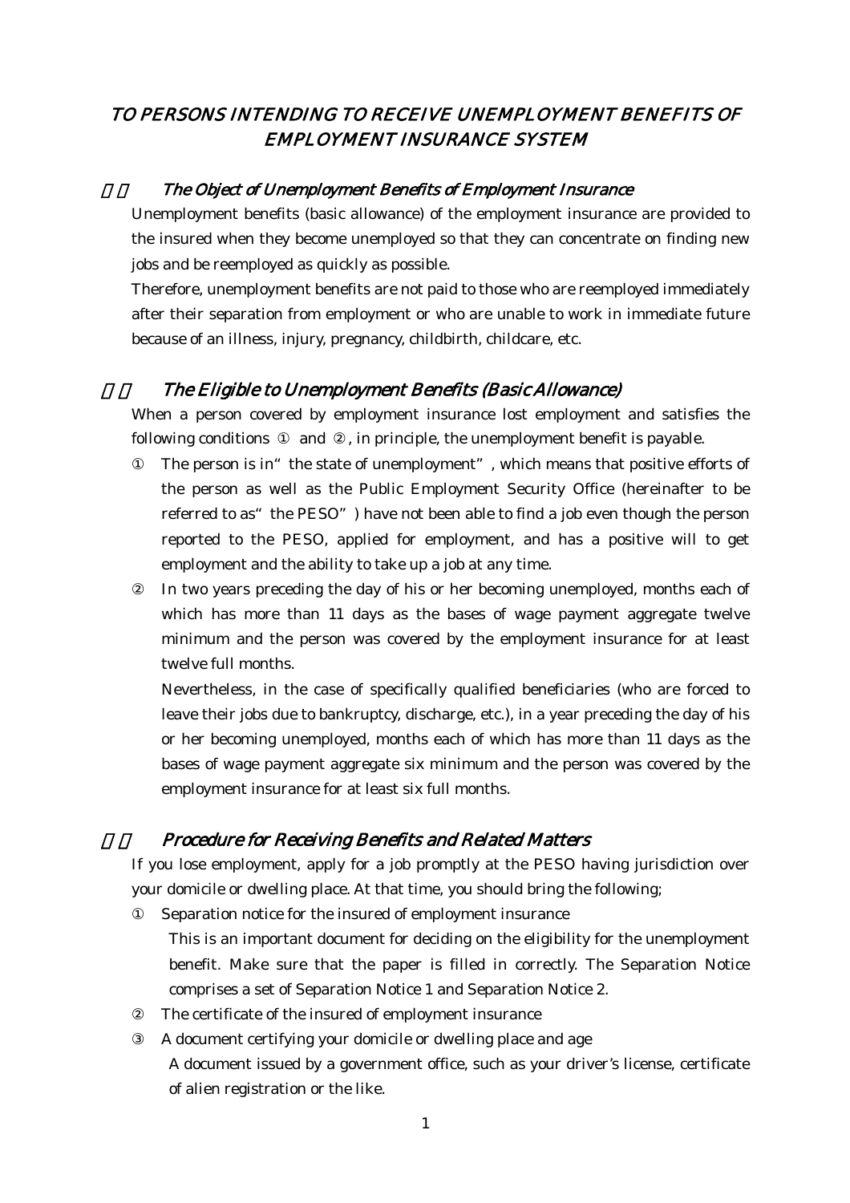# TO PERSONS INTENDING TO RECEIVE UNEMPLOYMENT BENEFITS OF EMPLOYMENT INSURANCE SYSTEM

## The Object of Unemployment Benefits of Employment Insurance

Unemployment benefits (basic allowance) of the employment insurance are provided to the insured when they become unemployed so that they can concentrate on finding new jobs and be reemployed as quickly as possible.

Therefore, unemployment benefits are not paid to those who are reemployed immediately after their separation from employment or who are unable to work in immediate future because of an illness, injury, pregnancy, childbirth, childcare, etc.

## The Eligible to Unemployment Benefits (Basic Allowance)

When a person covered by employment insurance lost employment and satisfies the following conditions ① and ②, in principle, the unemployment benefit is payable.

① The person is in "the state of unemployment", which means that positive efforts of the person as well as the Public Employment Security Office (hereinafter to be referred to as "the PESO") have not been able to find a job even though the person reported to the PESO, applied for employment, and has a positive will to get employment and the ability to take up a job at any time.

② In two years preceding the day of his or her becoming unemployed, months each of which has more than 11 days as the bases of wage payment aggregate twelve minimum and the person was covered by the employment insurance for at least twelve full months.

Nevertheless, in the case of specifically qualified beneficiaries (who are forced to leave their jobs due to bankruptcy, discharge, etc.), in a year preceding the day of his or her becoming unemployed, months each of which has more than 11 days as the bases of wage payment aggregate six minimum and the person was covered by the employment insurance for at least six full months.

## Procedure for Receiving Benefits and Related Matters

If you lose employment, apply for a job promptly at the PESO having jurisdiction over your domicile or dwelling place. At that time, you should bring the following;

① Separation notice for the insured of employment insurance

This is an important document for deciding on the eligibility for the unemployment benefit. Make sure that the paper is filled in correctly. The Separation Notice comprises a set of Separation Notice 1 and Separation Notice 2.

② The certificate of the insured of employment insurance

③ A document certifying your domicile or dwelling place and age

A document issued by a government office, such as your driver's license, certificate of alien registration or the like.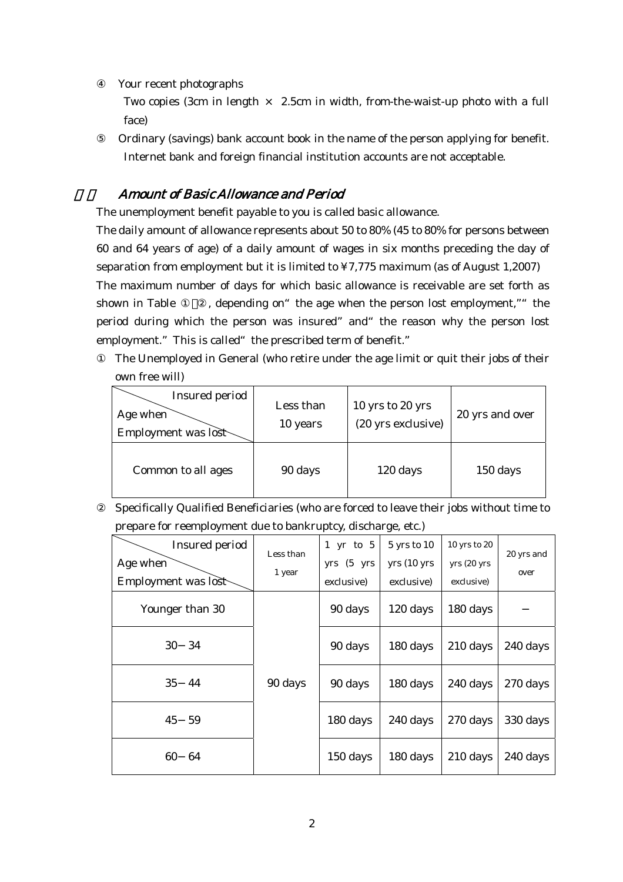④ Your recent photographs

Two copies (3cm in length × 2.5cm in width, from-the-waist-up photo with a full face)

⑤ Ordinary (savings) bank account book in the name of the person applying for benefit. Internet bank and foreign financial institution accounts are not acceptable.

## Amount of Basic Allowance and Period

The unemployment benefit payable to you is called basic allowance.

The daily amount of allowance represents about 50 to 80% (45 to 80% for persons between 60 and 64 years of age) of a daily amount of wages in six months preceding the day of separation from employment but it is limited to ¥7,775 maximum (as of August 1,2007)

The maximum number of days for which basic allowance is receivable are set forth as shown in Table ①②, depending on "the age when the person lost employment," "the period during which the person was insured" and "the reason why the person lost employment." This is called "the prescribed term of benefit."

① The Unemployed in General (who retire under the age limit or quit their jobs of their own free will)

| Insured period / Age when Employment was lost | Less than 10 years | 10 yrs to 20 yrs (20 yrs exclusive) | 20 yrs and over |
|---|---|---|---|
| Common to all ages | 90 days | 120 days | 150 days |

② Specifically Qualified Beneficiaries (who are forced to leave their jobs without time to prepare for reemployment due to bankruptcy, discharge, etc.)

| Insured period / Age when Employment was lost | Less than 1 year | 1 yr to 5 yrs (5 yrs exclusive) | 5 yrs to 10 yrs (10 yrs exclusive) | 10 yrs to 20 yrs (20 yrs exclusive) | 20 yrs and over |
|---|---|---|---|---|---|
| Younger than 30 | 90 days | 90 days | 120 days | 180 days | − |
| 30−34 | | 90 days | 180 days | 210 days | 240 days |
| 35−44 | | 90 days | 180 days | 240 days | 270 days |
| 45−59 | | 180 days | 240 days | 270 days | 330 days |
| 60−64 | | 150 days | 180 days | 210 days | 240 days |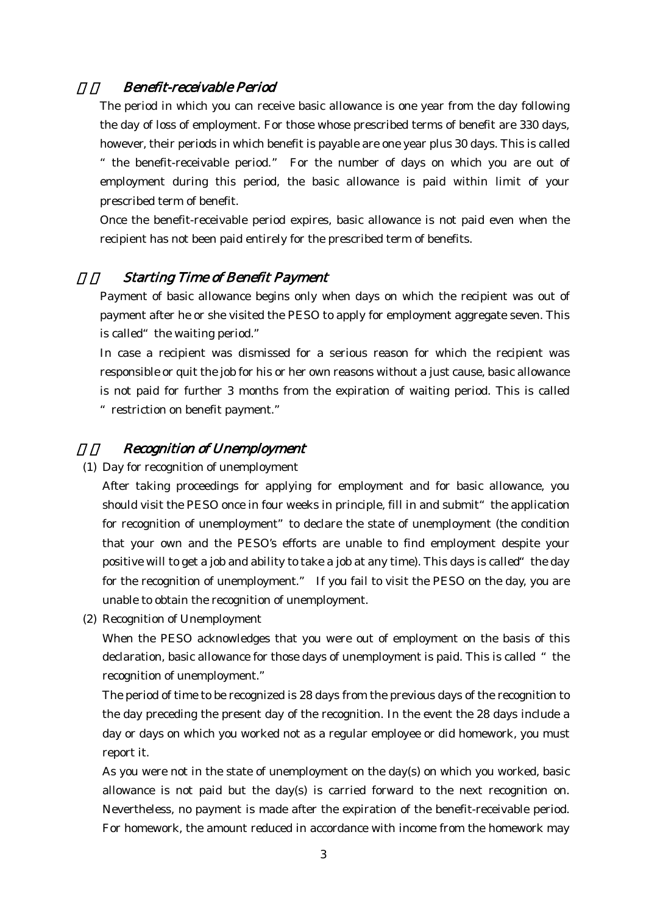## Benefit-receivable Period

The period in which you can receive basic allowance is one year from the day following the day of loss of employment. For those whose prescribed terms of benefit are 330 days, however, their periods in which benefit is payable are one year plus 30 days. This is called "the benefit-receivable period." For the number of days on which you are out of employment during this period, the basic allowance is paid within limit of your prescribed term of benefit.

Once the benefit-receivable period expires, basic allowance is not paid even when the recipient has not been paid entirely for the prescribed term of benefits.

## Starting Time of Benefit Payment

Payment of basic allowance begins only when days on which the recipient was out of payment after he or she visited the PESO to apply for employment aggregate seven. This is called "the waiting period."

In case a recipient was dismissed for a serious reason for which the recipient was responsible or quit the job for his or her own reasons without a just cause, basic allowance is not paid for further 3 months from the expiration of waiting period. This is called "restriction on benefit payment."

## Recognition of Unemployment

(1) Day for recognition of unemployment

After taking proceedings for applying for employment and for basic allowance, you should visit the PESO once in four weeks in principle, fill in and submit "the application for recognition of unemployment" to declare the state of unemployment (the condition that your own and the PESO's efforts are unable to find employment despite your positive will to get a job and ability to take a job at any time). This days is called "the day for the recognition of unemployment." If you fail to visit the PESO on the day, you are unable to obtain the recognition of unemployment.

(2) Recognition of Unemployment

When the PESO acknowledges that you were out of employment on the basis of this declaration, basic allowance for those days of unemployment is paid. This is called "the recognition of unemployment."

The period of time to be recognized is 28 days from the previous days of the recognition to the day preceding the present day of the recognition. In the event the 28 days include a day or days on which you worked not as a regular employee or did homework, you must report it.

As you were not in the state of unemployment on the day(s) on which you worked, basic allowance is not paid but the day(s) is carried forward to the next recognition on. Nevertheless, no payment is made after the expiration of the benefit-receivable period. For homework, the amount reduced in accordance with income from the homework may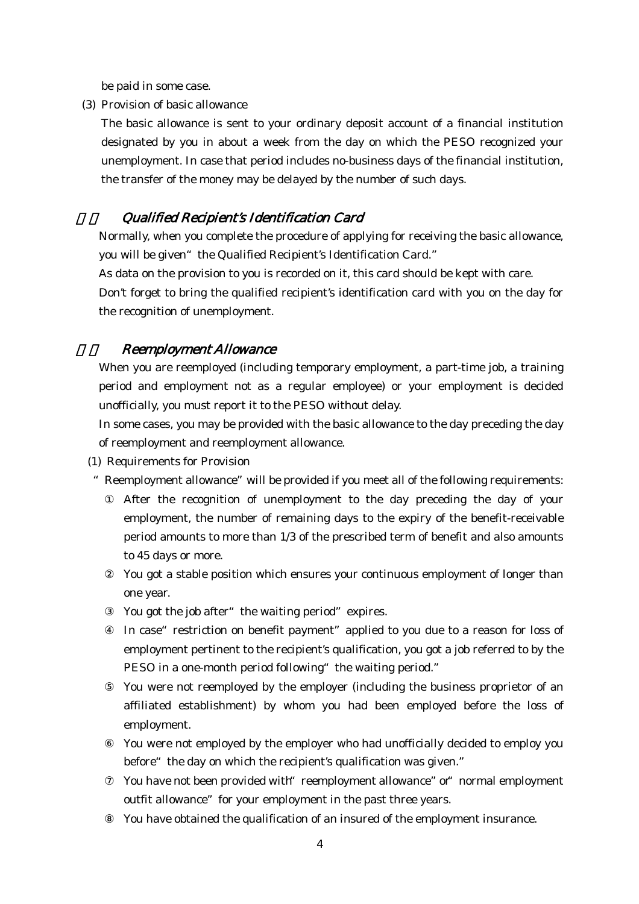be paid in some case.

(3) Provision of basic allowance

The basic allowance is sent to your ordinary deposit account of a financial institution designated by you in about a week from the day on which the PESO recognized your unemployment. In case that period includes no-business days of the financial institution, the transfer of the money may be delayed by the number of such days.

## *Qualified Recipient's Identification Card*

Normally, when you complete the procedure of applying for receiving the basic allowance, you will be given "the Qualified Recipient's Identification Card."

As data on the provision to you is recorded on it, this card should be kept with care.

Don't forget to bring the qualified recipient's identification card with you on the day for the recognition of unemployment.

## *Reemployment Allowance*

When you are reemployed (including temporary employment, a part-time job, a training period and employment not as a regular employee) or your employment is decided unofficially, you must report it to the PESO without delay.

In some cases, you may be provided with the basic allowance to the day preceding the day of reemployment and reemployment allowance.

(1) Requirements for Provision

"Reemployment allowance" will be provided if you meet all of the following requirements:

① After the recognition of unemployment to the day preceding the day of your employment, the number of remaining days to the expiry of the benefit-receivable period amounts to more than 1/3 of the prescribed term of benefit and also amounts to 45 days or more.

② You got a stable position which ensures your continuous employment of longer than one year.

③ You got the job after "the waiting period" expires.

④ In case "restriction on benefit payment" applied to you due to a reason for loss of employment pertinent to the recipient's qualification, you got a job referred to by the PESO in a one-month period following "the waiting period."

⑤ You were not reemployed by the employer (including the business proprietor of an affiliated establishment) by whom you had been employed before the loss of employment.

⑥ You were not employed by the employer who had unofficially decided to employ you before "the day on which the recipient's qualification was given."

⑦ You have not been provided with "reemployment allowance" or "normal employment outfit allowance" for your employment in the past three years.

⑧ You have obtained the qualification of an insured of the employment insurance.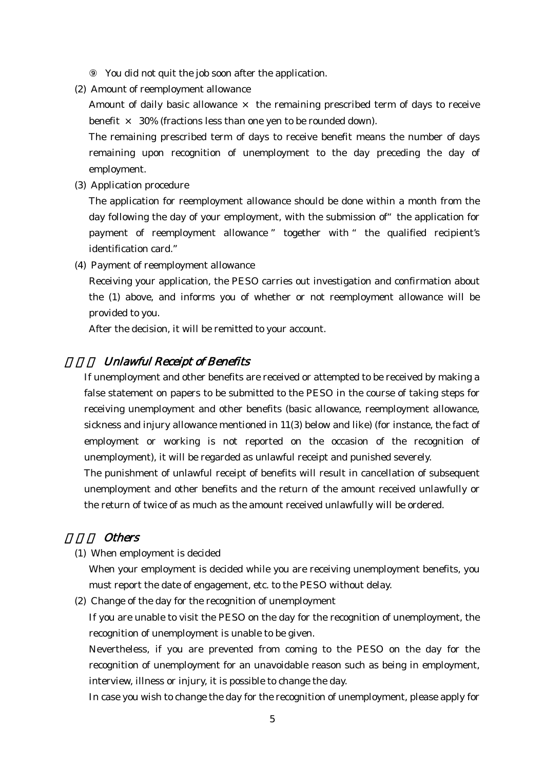⑨ You did not quit the job soon after the application.

(2) Amount of reemployment allowance

Amount of daily basic allowance × the remaining prescribed term of days to receive benefit × 30% (fractions less than one yen to be rounded down).

The remaining prescribed term of days to receive benefit means the number of days remaining upon recognition of unemployment to the day preceding the day of employment.

(3) Application procedure

The application for reemployment allowance should be done within a month from the day following the day of your employment, with the submission of "the application for payment of reemployment allowance" together with "the qualified recipient's identification card."

(4) Payment of reemployment allowance

Receiving your application, the PESO carries out investigation and confirmation about the (1) above, and informs you of whether or not reemployment allowance will be provided to you.

After the decision, it will be remitted to your account.

## *Unlawful Receipt of Benefits*

If unemployment and other benefits are received or attempted to be received by making a false statement on papers to be submitted to the PESO in the course of taking steps for receiving unemployment and other benefits (basic allowance, reemployment allowance, sickness and injury allowance mentioned in 11(3) below and like) (for instance, the fact of employment or working is not reported on the occasion of the recognition of unemployment), it will be regarded as unlawful receipt and punished severely.

The punishment of unlawful receipt of benefits will result in cancellation of subsequent unemployment and other benefits and the return of the amount received unlawfully or the return of twice of as much as the amount received unlawfully will be ordered.

## *Others*

(1) When employment is decided

When your employment is decided while you are receiving unemployment benefits, you must report the date of engagement, etc. to the PESO without delay.

(2) Change of the day for the recognition of unemployment

If you are unable to visit the PESO on the day for the recognition of unemployment, the recognition of unemployment is unable to be given.

Nevertheless, if you are prevented from coming to the PESO on the day for the recognition of unemployment for an unavoidable reason such as being in employment, interview, illness or injury, it is possible to change the day.

In case you wish to change the day for the recognition of unemployment, please apply for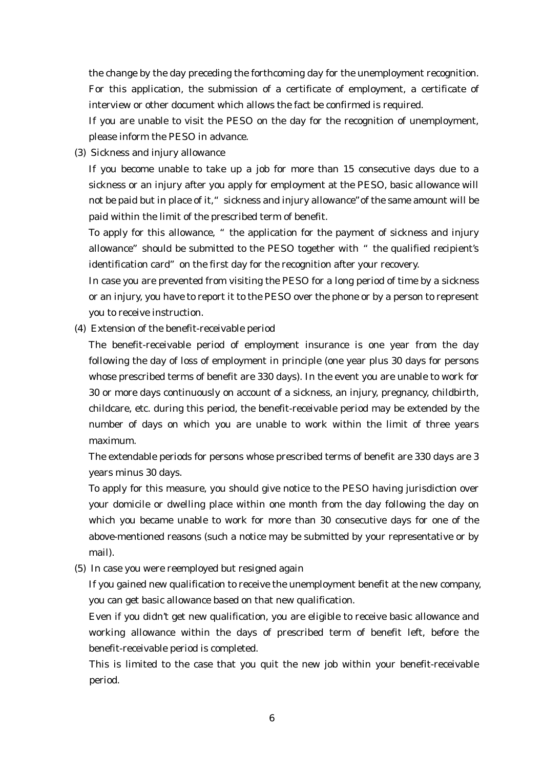the change by the day preceding the forthcoming day for the unemployment recognition. For this application, the submission of a certificate of employment, a certificate of interview or other document which allows the fact be confirmed is required.

If you are unable to visit the PESO on the day for the recognition of unemployment, please inform the PESO in advance.

(3) Sickness and injury allowance

If you become unable to take up a job for more than 15 consecutive days due to a sickness or an injury after you apply for employment at the PESO, basic allowance will not be paid but in place of it, "sickness and injury allowance" of the same amount will be paid within the limit of the prescribed term of benefit.

To apply for this allowance, "the application for the payment of sickness and injury allowance" should be submitted to the PESO together with "the qualified recipient's identification card" on the first day for the recognition after your recovery.

In case you are prevented from visiting the PESO for a long period of time by a sickness or an injury, you have to report it to the PESO over the phone or by a person to represent you to receive instruction.

(4) Extension of the benefit-receivable period

The benefit-receivable period of employment insurance is one year from the day following the day of loss of employment in principle (one year plus 30 days for persons whose prescribed terms of benefit are 330 days). In the event you are unable to work for 30 or more days continuously on account of a sickness, an injury, pregnancy, childbirth, childcare, etc. during this period, the benefit-receivable period may be extended by the number of days on which you are unable to work within the limit of three years maximum.

The extendable periods for persons whose prescribed terms of benefit are 330 days are 3 years minus 30 days.

To apply for this measure, you should give notice to the PESO having jurisdiction over your domicile or dwelling place within one month from the day following the day on which you became unable to work for more than 30 consecutive days for one of the above-mentioned reasons (such a notice may be submitted by your representative or by mail).

(5) In case you were reemployed but resigned again

If you gained new qualification to receive the unemployment benefit at the new company, you can get basic allowance based on that new qualification.

Even if you didn't get new qualification, you are eligible to receive basic allowance and working allowance within the days of prescribed term of benefit left, before the benefit-receivable period is completed.

This is limited to the case that you quit the new job within your benefit-receivable period.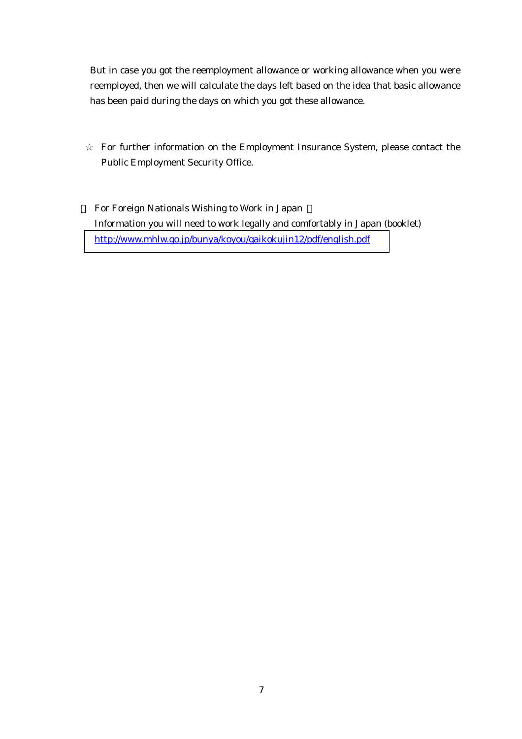But in case you got the reemployment allowance or working allowance when you were reemployed, then we will calculate the days left based on the idea that basic allowance has been paid during the days on which you got these allowance.

☆ For further information on the Employment Insurance System, please contact the Public Employment Security Office.

For Foreign Nationals Wishing to Work in Japan

Information you will need to work legally and comfortably in Japan (booklet)

http://www.mhlw.go.jp/bunya/koyou/gaikokujin12/pdf/english.pdf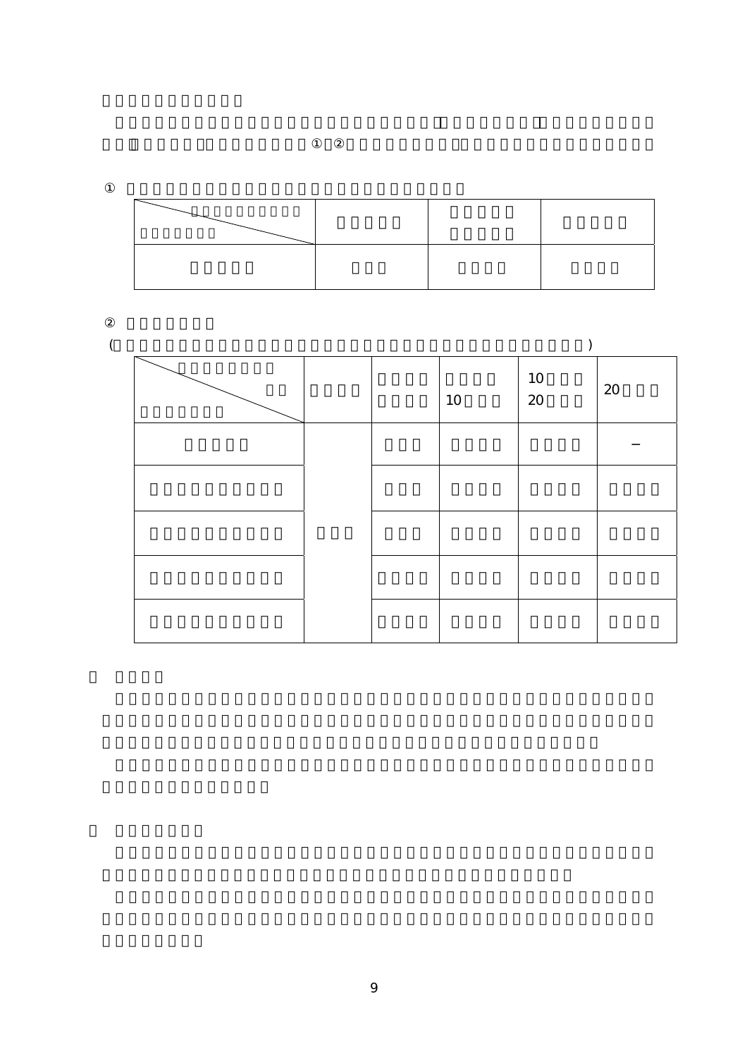①

| | | | |
|---|---|---|---|
| | | | |

②

( )

| | | | 10 | 10 20 | 20 |
|---|---|---|---|---|---|
| | | | | | − |
| | | | | | |
| | | | | | |
| | | | | | |
| | | | | | |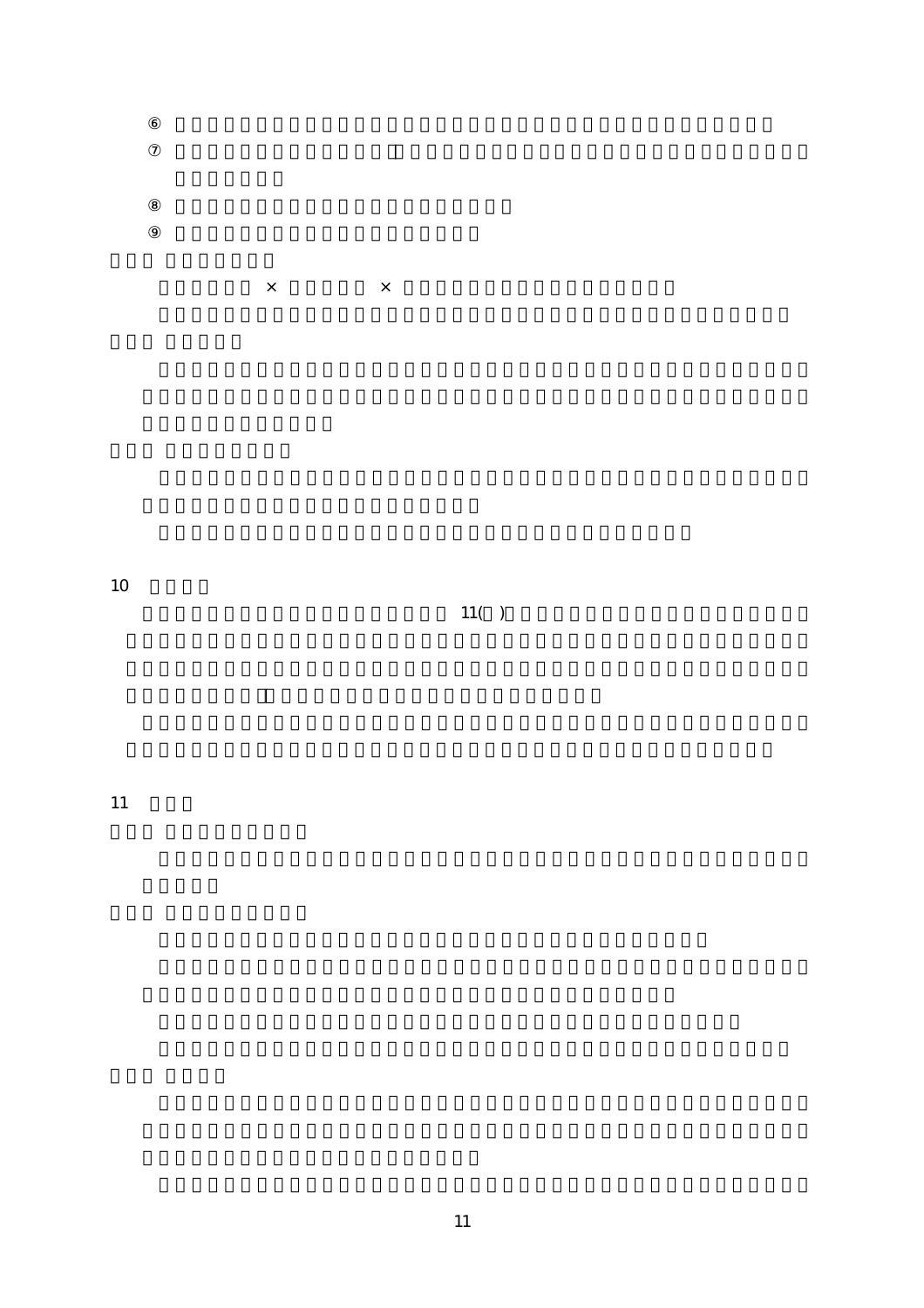⑥

⑦

⑧

⑨

× ×

10

11( )

11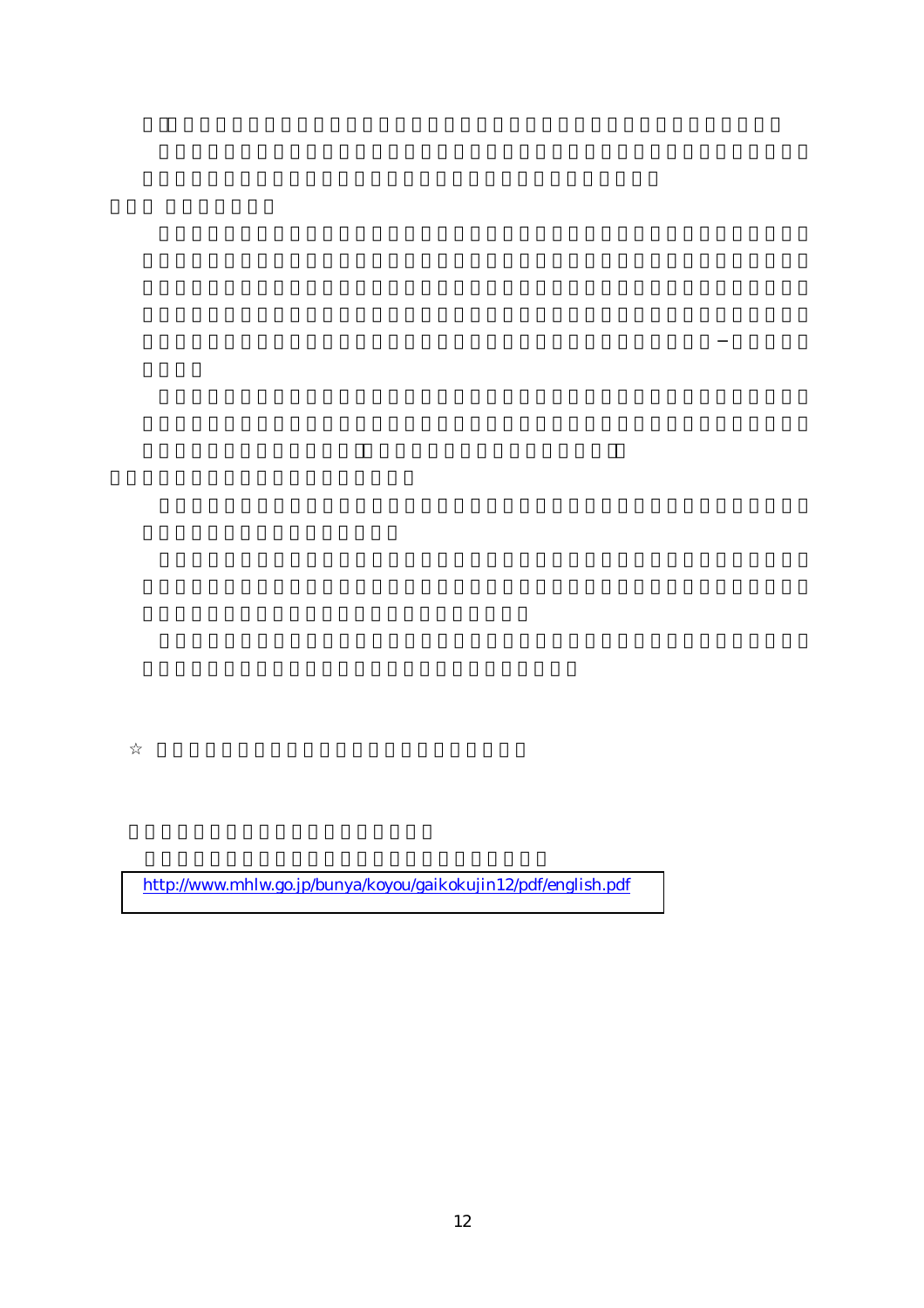☆

http://www.mhlw.go.jp/bunya/koyou/gaikokujin12/pdf/english.pdf